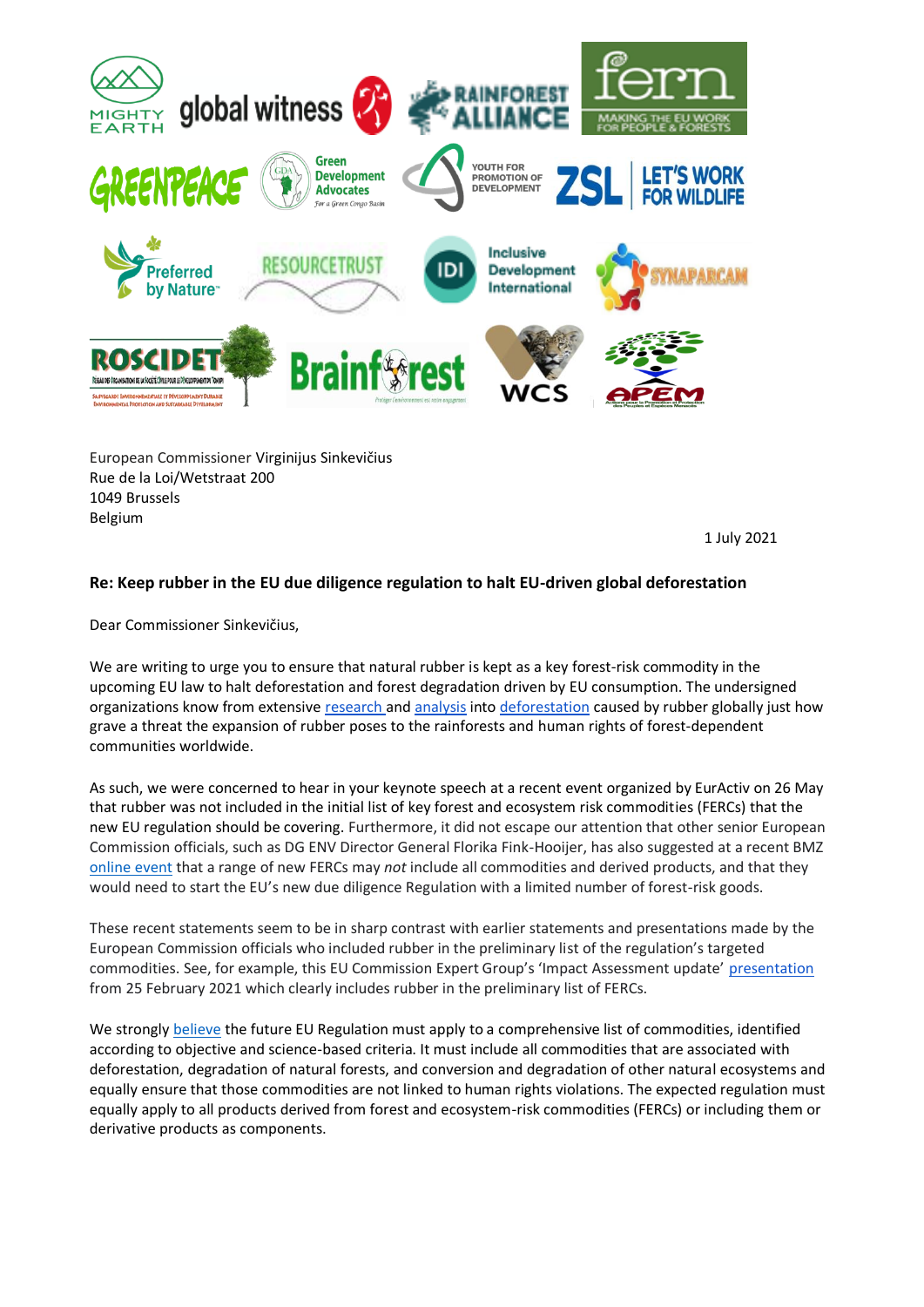European Commissioner Virginijus Sinkevičius
Rue de la Loi/Wetstraat 200
1049 Brussels
Belgium

1 July 2021

**Re: Keep rubber in the EU due diligence regulation to halt EU-driven global deforestation**

Dear Commissioner Sinkevičius,

We are writing to urge you to ensure that natural rubber is kept as a key forest-risk commodity in the upcoming EU law to halt deforestation and forest degradation driven by EU consumption. The undersigned organizations know from extensive research and analysis into deforestation caused by rubber globally just how grave a threat the expansion of rubber poses to the rainforests and human rights of forest-dependent communities worldwide.

As such, we were concerned to hear in your keynote speech at a recent event organized by EurActiv on 26 May that rubber was not included in the initial list of key forest and ecosystem risk commodities (FERCs) that the new EU regulation should be covering. Furthermore, it did not escape our attention that other senior European Commission officials, such as DG ENV Director General Florika Fink-Hooijer, has also suggested at a recent BMZ online event that a range of new FERCs may *not* include all commodities and derived products, and that they would need to start the EU's new due diligence Regulation with a limited number of forest-risk goods.

These recent statements seem to be in sharp contrast with earlier statements and presentations made by the European Commission officials who included rubber in the preliminary list of the regulation's targeted commodities. See, for example, this EU Commission Expert Group's 'Impact Assessment update' presentation from 25 February 2021 which clearly includes rubber in the preliminary list of FERCs.

We strongly believe the future EU Regulation must apply to a comprehensive list of commodities, identified according to objective and science-based criteria. It must include all commodities that are associated with deforestation, degradation of natural forests, and conversion and degradation of other natural ecosystems and equally ensure that those commodities are not linked to human rights violations. The expected regulation must equally apply to all products derived from forest and ecosystem-risk commodities (FERCs) or including them or derivative products as components.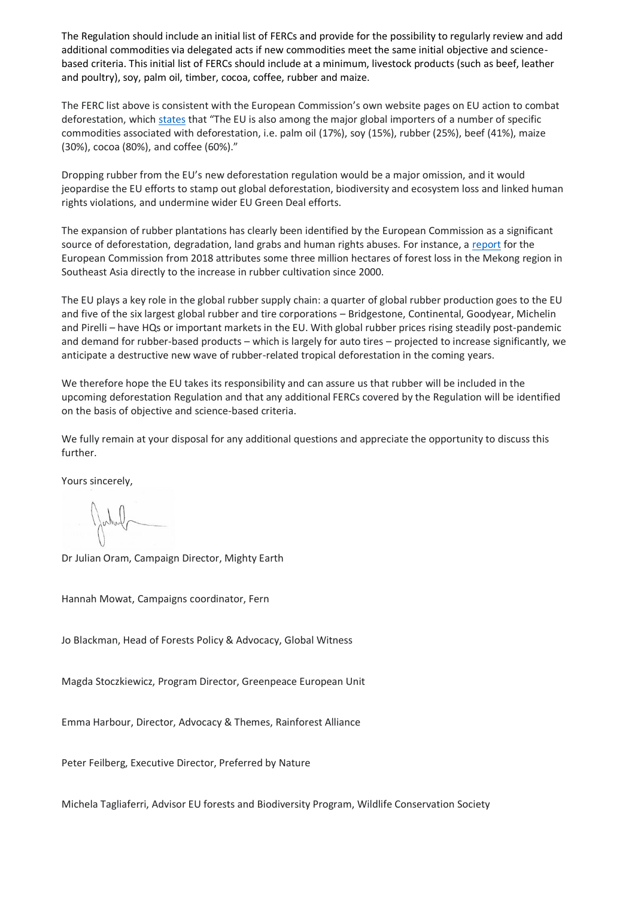The Regulation should include an initial list of FERCs and provide for the possibility to regularly review and add additional commodities via delegated acts if new commodities meet the same initial objective and science-based criteria. This initial list of FERCs should include at a minimum, livestock products (such as beef, leather and poultry), soy, palm oil, timber, cocoa, coffee, rubber and maize.

The FERC list above is consistent with the European Commission's own website pages on EU action to combat deforestation, which states that "The EU is also among the major global importers of a number of specific commodities associated with deforestation, i.e. palm oil (17%), soy (15%), rubber (25%), beef (41%), maize (30%), cocoa (80%), and coffee (60%)."

Dropping rubber from the EU's new deforestation regulation would be a major omission, and it would jeopardise the EU efforts to stamp out global deforestation, biodiversity and ecosystem loss and linked human rights violations, and undermine wider EU Green Deal efforts.

The expansion of rubber plantations has clearly been identified by the European Commission as a significant source of deforestation, degradation, land grabs and human rights abuses. For instance, a report for the European Commission from 2018 attributes some three million hectares of forest loss in the Mekong region in Southeast Asia directly to the increase in rubber cultivation since 2000.

The EU plays a key role in the global rubber supply chain: a quarter of global rubber production goes to the EU and five of the six largest global rubber and tire corporations – Bridgestone, Continental, Goodyear, Michelin and Pirelli – have HQs or important markets in the EU. With global rubber prices rising steadily post-pandemic and demand for rubber-based products – which is largely for auto tires – projected to increase significantly, we anticipate a destructive new wave of rubber-related tropical deforestation in the coming years.

We therefore hope the EU takes its responsibility and can assure us that rubber will be included in the upcoming deforestation Regulation and that any additional FERCs covered by the Regulation will be identified on the basis of objective and science-based criteria.

We fully remain at your disposal for any additional questions and appreciate the opportunity to discuss this further.

Yours sincerely,

Dr Julian Oram, Campaign Director, Mighty Earth

Hannah Mowat, Campaigns coordinator, Fern

Jo Blackman, Head of Forests Policy & Advocacy, Global Witness

Magda Stoczkiewicz, Program Director, Greenpeace European Unit

Emma Harbour, Director, Advocacy & Themes, Rainforest Alliance

Peter Feilberg, Executive Director, Preferred by Nature

Michela Tagliaferri, Advisor EU forests and Biodiversity Program, Wildlife Conservation Society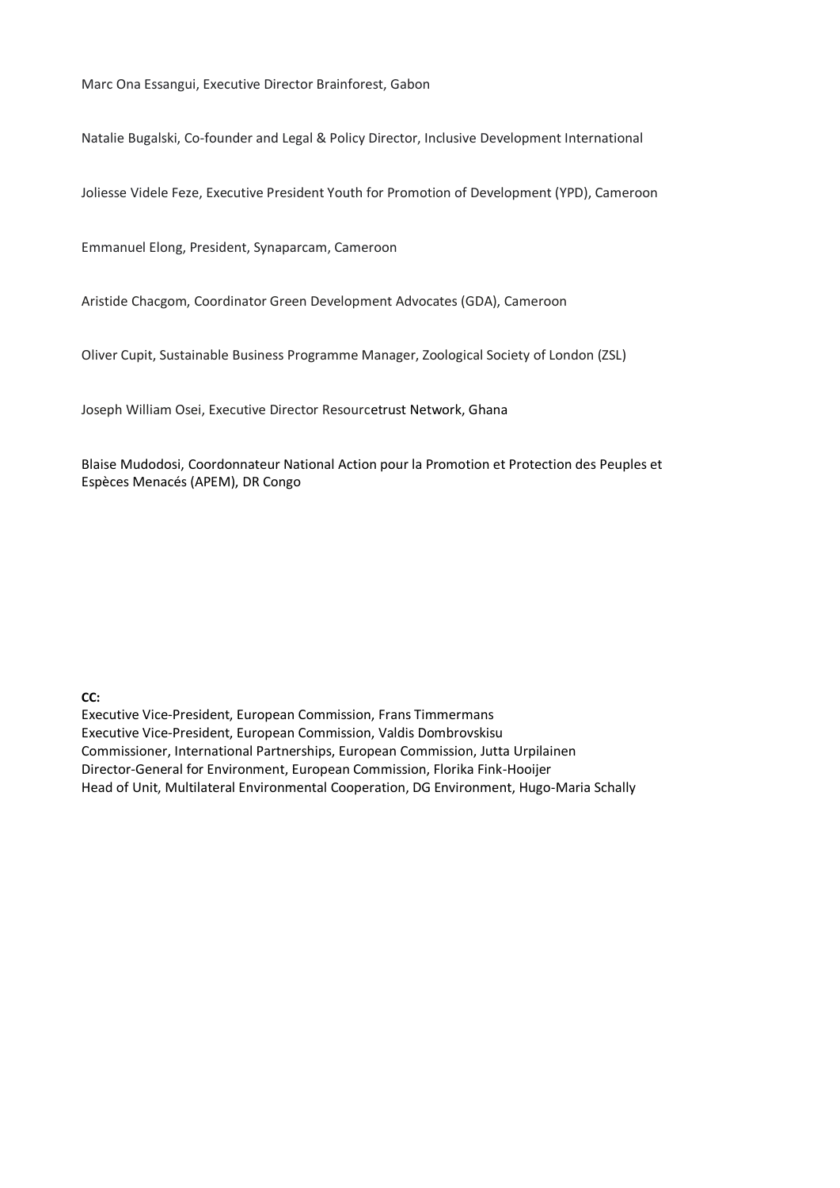Marc Ona Essangui, Executive Director Brainforest, Gabon

Natalie Bugalski, Co-founder and Legal & Policy Director, Inclusive Development International

Joliesse Videle Feze, Executive President Youth for Promotion of Development (YPD), Cameroon

Emmanuel Elong, President, Synaparcam, Cameroon

Aristide Chacgom, Coordinator Green Development Advocates (GDA), Cameroon

Oliver Cupit, Sustainable Business Programme Manager, Zoological Society of London (ZSL)

Joseph William Osei, Executive Director Resourcetrust Network, Ghana

Blaise Mudodosi, Coordonnateur National Action pour la Promotion et Protection des Peuples et Espèces Menacés (APEM), DR Congo

**CC:**
Executive Vice-President, European Commission, Frans Timmermans
Executive Vice-President, European Commission, Valdis Dombrovskisu
Commissioner, International Partnerships, European Commission, Jutta Urpilainen
Director-General for Environment, European Commission, Florika Fink-Hooijer
Head of Unit, Multilateral Environmental Cooperation, DG Environment, Hugo-Maria Schally